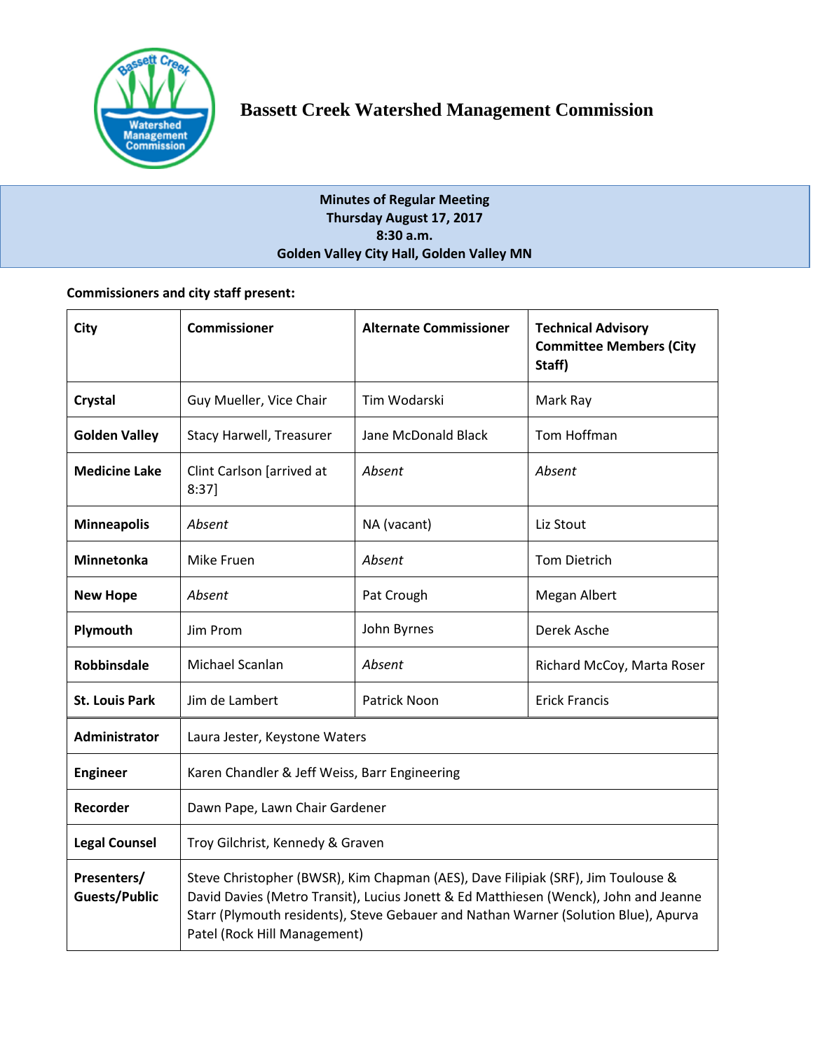# Bassett Creek Watershed Management Commission

**Minutes of Regular Meeting**
**Thursday August 17, 2017**
**8:30 a.m.**
**Golden Valley City Hall, Golden Valley MN**

**Commissioners and city staff present:**

| City | Commissioner | Alternate Commissioner | Technical Advisory Committee Members (City Staff) |
|---|---|---|---|
| **Crystal** | Guy Mueller, Vice Chair | Tim Wodarski | Mark Ray |
| **Golden Valley** | Stacy Harwell, Treasurer | Jane McDonald Black | Tom Hoffman |
| **Medicine Lake** | Clint Carlson [arrived at 8:37] | *Absent* | *Absent* |
| **Minneapolis** | *Absent* | NA (vacant) | Liz Stout |
| **Minnetonka** | Mike Fruen | *Absent* | Tom Dietrich |
| **New Hope** | *Absent* | Pat Crough | Megan Albert |
| **Plymouth** | Jim Prom | John Byrnes | Derek Asche |
| **Robbinsdale** | Michael Scanlan | *Absent* | Richard McCoy, Marta Roser |
| **St. Louis Park** | Jim de Lambert | Patrick Noon | Erick Francis |
| **Administrator** | Laura Jester, Keystone Waters | | |
| **Engineer** | Karen Chandler & Jeff Weiss, Barr Engineering | | |
| **Recorder** | Dawn Pape, Lawn Chair Gardener | | |
| **Legal Counsel** | Troy Gilchrist, Kennedy & Graven | | |
| **Presenters/ Guests/Public** | Steve Christopher (BWSR), Kim Chapman (AES), Dave Filipiak (SRF), Jim Toulouse & David Davies (Metro Transit), Lucius Jonett & Ed Matthiesen (Wenck), John and Jeanne Starr (Plymouth residents), Steve Gebauer and Nathan Warner (Solution Blue), Apurva Patel (Rock Hill Management) | | |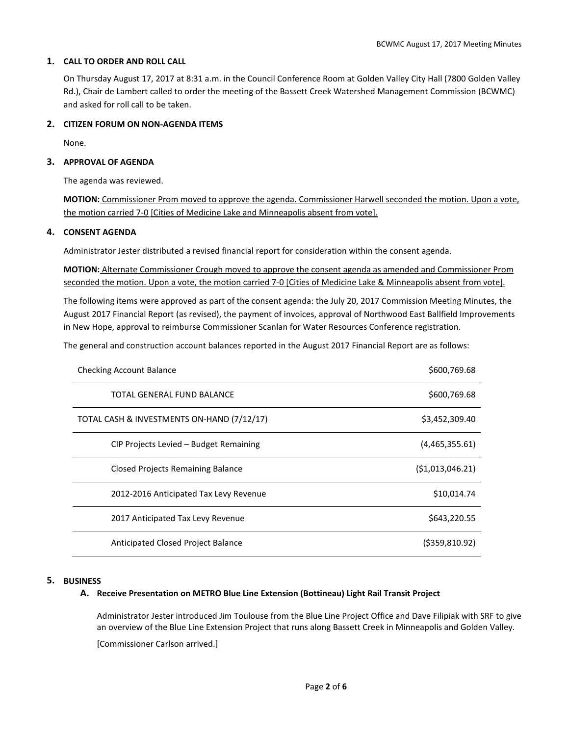## 1. CALL TO ORDER AND ROLL CALL

On Thursday August 17, 2017 at 8:31 a.m. in the Council Conference Room at Golden Valley City Hall (7800 Golden Valley Rd.), Chair de Lambert called to order the meeting of the Bassett Creek Watershed Management Commission (BCWMC) and asked for roll call to be taken.

## 2. CITIZEN FORUM ON NON-AGENDA ITEMS

None.

## 3. APPROVAL OF AGENDA

The agenda was reviewed.

**MOTION:** Commissioner Prom moved to approve the agenda. Commissioner Harwell seconded the motion. Upon a vote, the motion carried 7-0 [Cities of Medicine Lake and Minneapolis absent from vote].

## 4. CONSENT AGENDA

Administrator Jester distributed a revised financial report for consideration within the consent agenda.

**MOTION:** Alternate Commissioner Crough moved to approve the consent agenda as amended and Commissioner Prom seconded the motion. Upon a vote, the motion carried 7-0 [Cities of Medicine Lake & Minneapolis absent from vote].

The following items were approved as part of the consent agenda: the July 20, 2017 Commission Meeting Minutes, the August 2017 Financial Report (as revised), the payment of invoices, approval of Northwood East Ballfield Improvements in New Hope, approval to reimburse Commissioner Scanlan for Water Resources Conference registration.

The general and construction account balances reported in the August 2017 Financial Report are as follows:

| | |
|---|---|
| Checking Account Balance | $600,769.68 |
| TOTAL GENERAL FUND BALANCE | $600,769.68 |
| TOTAL CASH & INVESTMENTS ON-HAND (7/12/17) | $3,452,309.40 |
| CIP Projects Levied – Budget Remaining | (4,465,355.61) |
| Closed Projects Remaining Balance | ($1,013,046.21) |
| 2012-2016 Anticipated Tax Levy Revenue | $10,014.74 |
| 2017 Anticipated Tax Levy Revenue | $643,220.55 |
| Anticipated Closed Project Balance | ($359,810.92) |

## 5. BUSINESS

### A. Receive Presentation on METRO Blue Line Extension (Bottineau) Light Rail Transit Project

Administrator Jester introduced Jim Toulouse from the Blue Line Project Office and Dave Filipiak with SRF to give an overview of the Blue Line Extension Project that runs along Bassett Creek in Minneapolis and Golden Valley.

[Commissioner Carlson arrived.]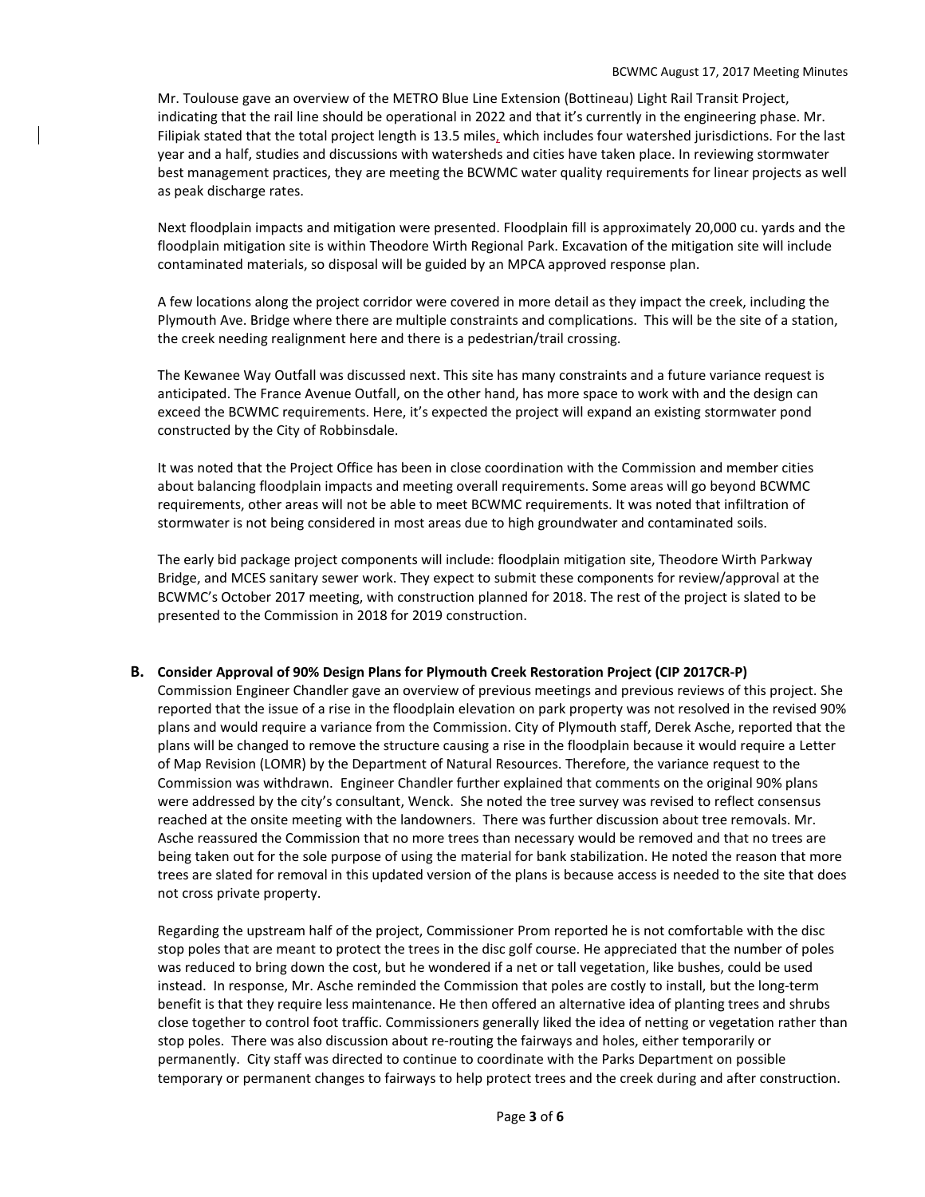Mr. Toulouse gave an overview of the METRO Blue Line Extension (Bottineau) Light Rail Transit Project, indicating that the rail line should be operational in 2022 and that it's currently in the engineering phase. Mr. Filipiak stated that the total project length is 13.5 miles, which includes four watershed jurisdictions. For the last year and a half, studies and discussions with watersheds and cities have taken place. In reviewing stormwater best management practices, they are meeting the BCWMC water quality requirements for linear projects as well as peak discharge rates.

Next floodplain impacts and mitigation were presented. Floodplain fill is approximately 20,000 cu. yards and the floodplain mitigation site is within Theodore Wirth Regional Park. Excavation of the mitigation site will include contaminated materials, so disposal will be guided by an MPCA approved response plan.

A few locations along the project corridor were covered in more detail as they impact the creek, including the Plymouth Ave. Bridge where there are multiple constraints and complications. This will be the site of a station, the creek needing realignment here and there is a pedestrian/trail crossing.

The Kewanee Way Outfall was discussed next. This site has many constraints and a future variance request is anticipated. The France Avenue Outfall, on the other hand, has more space to work with and the design can exceed the BCWMC requirements. Here, it's expected the project will expand an existing stormwater pond constructed by the City of Robbinsdale.

It was noted that the Project Office has been in close coordination with the Commission and member cities about balancing floodplain impacts and meeting overall requirements. Some areas will go beyond BCWMC requirements, other areas will not be able to meet BCWMC requirements. It was noted that infiltration of stormwater is not being considered in most areas due to high groundwater and contaminated soils.

The early bid package project components will include: floodplain mitigation site, Theodore Wirth Parkway Bridge, and MCES sanitary sewer work. They expect to submit these components for review/approval at the BCWMC's October 2017 meeting, with construction planned for 2018. The rest of the project is slated to be presented to the Commission in 2018 for 2019 construction.

**B. Consider Approval of 90% Design Plans for Plymouth Creek Restoration Project (CIP 2017CR-P)**

Commission Engineer Chandler gave an overview of previous meetings and previous reviews of this project. She reported that the issue of a rise in the floodplain elevation on park property was not resolved in the revised 90% plans and would require a variance from the Commission. City of Plymouth staff, Derek Asche, reported that the plans will be changed to remove the structure causing a rise in the floodplain because it would require a Letter of Map Revision (LOMR) by the Department of Natural Resources. Therefore, the variance request to the Commission was withdrawn. Engineer Chandler further explained that comments on the original 90% plans were addressed by the city's consultant, Wenck. She noted the tree survey was revised to reflect consensus reached at the onsite meeting with the landowners. There was further discussion about tree removals. Mr. Asche reassured the Commission that no more trees than necessary would be removed and that no trees are being taken out for the sole purpose of using the material for bank stabilization. He noted the reason that more trees are slated for removal in this updated version of the plans is because access is needed to the site that does not cross private property.

Regarding the upstream half of the project, Commissioner Prom reported he is not comfortable with the disc stop poles that are meant to protect the trees in the disc golf course. He appreciated that the number of poles was reduced to bring down the cost, but he wondered if a net or tall vegetation, like bushes, could be used instead. In response, Mr. Asche reminded the Commission that poles are costly to install, but the long-term benefit is that they require less maintenance. He then offered an alternative idea of planting trees and shrubs close together to control foot traffic. Commissioners generally liked the idea of netting or vegetation rather than stop poles. There was also discussion about re-routing the fairways and holes, either temporarily or permanently. City staff was directed to continue to coordinate with the Parks Department on possible temporary or permanent changes to fairways to help protect trees and the creek during and after construction.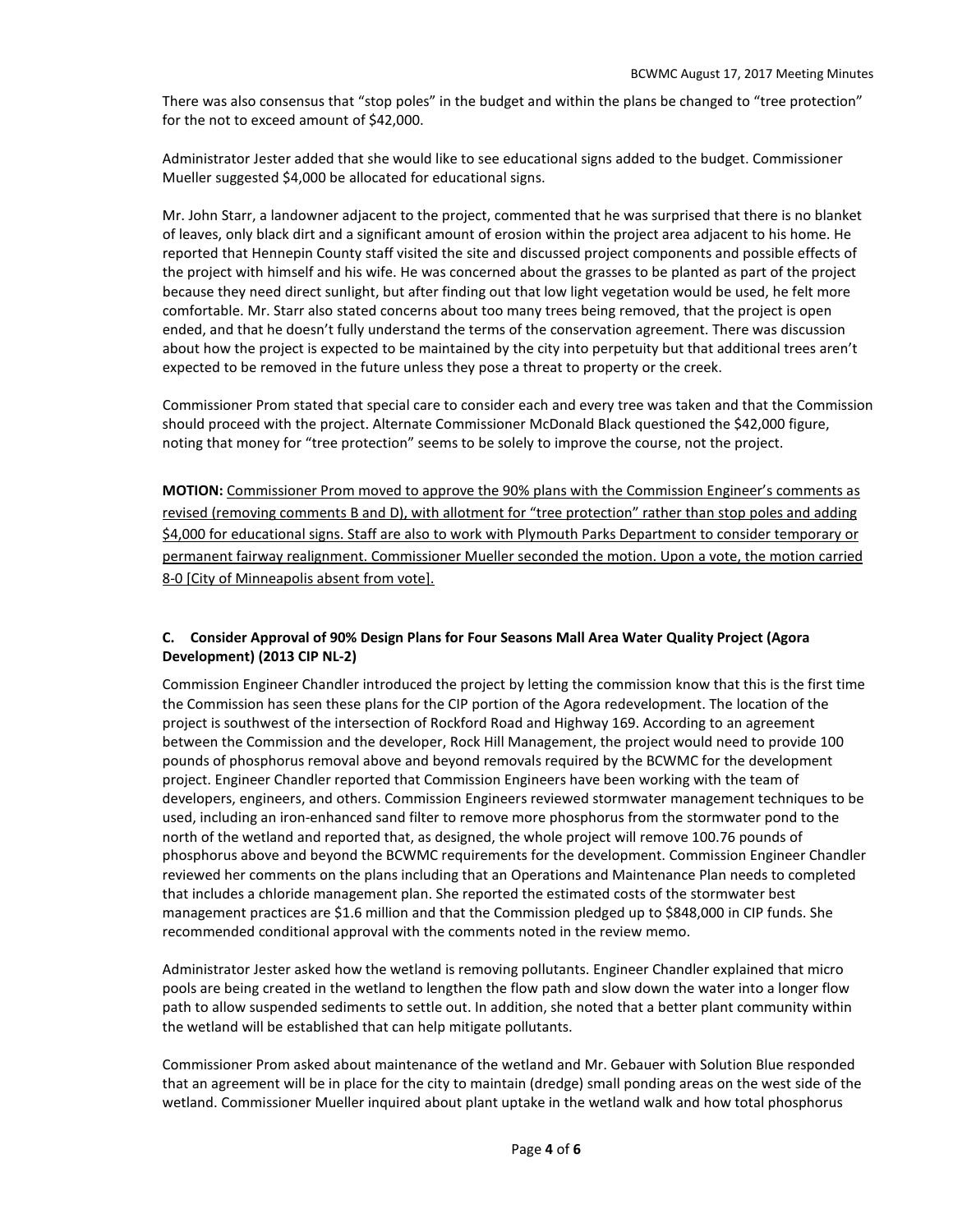There was also consensus that "stop poles" in the budget and within the plans be changed to "tree protection" for the not to exceed amount of $42,000.

Administrator Jester added that she would like to see educational signs added to the budget. Commissioner Mueller suggested $4,000 be allocated for educational signs.

Mr. John Starr, a landowner adjacent to the project, commented that he was surprised that there is no blanket of leaves, only black dirt and a significant amount of erosion within the project area adjacent to his home. He reported that Hennepin County staff visited the site and discussed project components and possible effects of the project with himself and his wife. He was concerned about the grasses to be planted as part of the project because they need direct sunlight, but after finding out that low light vegetation would be used, he felt more comfortable. Mr. Starr also stated concerns about too many trees being removed, that the project is open ended, and that he doesn't fully understand the terms of the conservation agreement. There was discussion about how the project is expected to be maintained by the city into perpetuity but that additional trees aren't expected to be removed in the future unless they pose a threat to property or the creek.

Commissioner Prom stated that special care to consider each and every tree was taken and that the Commission should proceed with the project. Alternate Commissioner McDonald Black questioned the $42,000 figure, noting that money for "tree protection" seems to be solely to improve the course, not the project.

**MOTION:** Commissioner Prom moved to approve the 90% plans with the Commission Engineer's comments as revised (removing comments B and D), with allotment for "tree protection" rather than stop poles and adding $4,000 for educational signs. Staff are also to work with Plymouth Parks Department to consider temporary or permanent fairway realignment. Commissioner Mueller seconded the motion. Upon a vote, the motion carried 8-0 [City of Minneapolis absent from vote].

**C. Consider Approval of 90% Design Plans for Four Seasons Mall Area Water Quality Project (Agora Development) (2013 CIP NL-2)**

Commission Engineer Chandler introduced the project by letting the commission know that this is the first time the Commission has seen these plans for the CIP portion of the Agora redevelopment. The location of the project is southwest of the intersection of Rockford Road and Highway 169. According to an agreement between the Commission and the developer, Rock Hill Management, the project would need to provide 100 pounds of phosphorus removal above and beyond removals required by the BCWMC for the development project. Engineer Chandler reported that Commission Engineers have been working with the team of developers, engineers, and others. Commission Engineers reviewed stormwater management techniques to be used, including an iron-enhanced sand filter to remove more phosphorus from the stormwater pond to the north of the wetland and reported that, as designed, the whole project will remove 100.76 pounds of phosphorus above and beyond the BCWMC requirements for the development. Commission Engineer Chandler reviewed her comments on the plans including that an Operations and Maintenance Plan needs to completed that includes a chloride management plan. She reported the estimated costs of the stormwater best management practices are $1.6 million and that the Commission pledged up to $848,000 in CIP funds. She recommended conditional approval with the comments noted in the review memo.

Administrator Jester asked how the wetland is removing pollutants. Engineer Chandler explained that micro pools are being created in the wetland to lengthen the flow path and slow down the water into a longer flow path to allow suspended sediments to settle out. In addition, she noted that a better plant community within the wetland will be established that can help mitigate pollutants.

Commissioner Prom asked about maintenance of the wetland and Mr. Gebauer with Solution Blue responded that an agreement will be in place for the city to maintain (dredge) small ponding areas on the west side of the wetland. Commissioner Mueller inquired about plant uptake in the wetland walk and how total phosphorus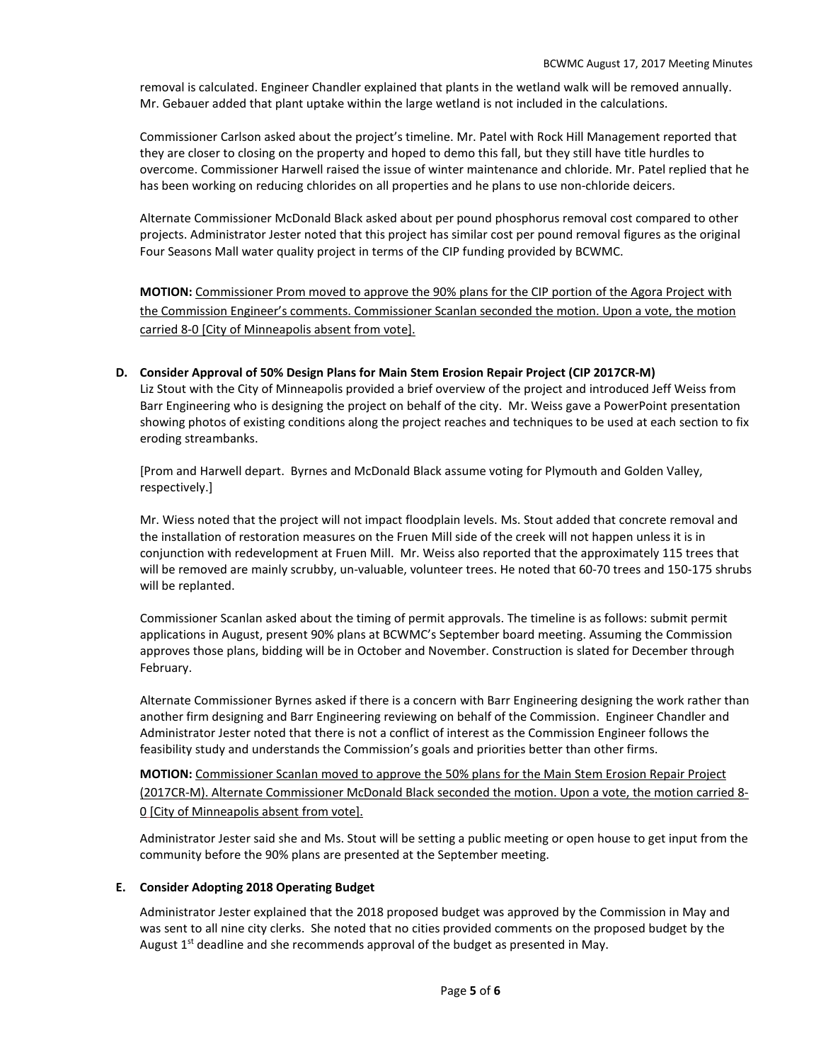removal is calculated. Engineer Chandler explained that plants in the wetland walk will be removed annually. Mr. Gebauer added that plant uptake within the large wetland is not included in the calculations.

Commissioner Carlson asked about the project's timeline. Mr. Patel with Rock Hill Management reported that they are closer to closing on the property and hoped to demo this fall, but they still have title hurdles to overcome. Commissioner Harwell raised the issue of winter maintenance and chloride. Mr. Patel replied that he has been working on reducing chlorides on all properties and he plans to use non-chloride deicers.

Alternate Commissioner McDonald Black asked about per pound phosphorus removal cost compared to other projects. Administrator Jester noted that this project has similar cost per pound removal figures as the original Four Seasons Mall water quality project in terms of the CIP funding provided by BCWMC.

**MOTION:** Commissioner Prom moved to approve the 90% plans for the CIP portion of the Agora Project with the Commission Engineer's comments. Commissioner Scanlan seconded the motion. Upon a vote, the motion carried 8-0 [City of Minneapolis absent from vote].

**D. Consider Approval of 50% Design Plans for Main Stem Erosion Repair Project (CIP 2017CR-M)**

Liz Stout with the City of Minneapolis provided a brief overview of the project and introduced Jeff Weiss from Barr Engineering who is designing the project on behalf of the city. Mr. Weiss gave a PowerPoint presentation showing photos of existing conditions along the project reaches and techniques to be used at each section to fix eroding streambanks.

[Prom and Harwell depart. Byrnes and McDonald Black assume voting for Plymouth and Golden Valley, respectively.]

Mr. Wiess noted that the project will not impact floodplain levels. Ms. Stout added that concrete removal and the installation of restoration measures on the Fruen Mill side of the creek will not happen unless it is in conjunction with redevelopment at Fruen Mill. Mr. Weiss also reported that the approximately 115 trees that will be removed are mainly scrubby, un-valuable, volunteer trees. He noted that 60-70 trees and 150-175 shrubs will be replanted.

Commissioner Scanlan asked about the timing of permit approvals. The timeline is as follows: submit permit applications in August, present 90% plans at BCWMC's September board meeting. Assuming the Commission approves those plans, bidding will be in October and November. Construction is slated for December through February.

Alternate Commissioner Byrnes asked if there is a concern with Barr Engineering designing the work rather than another firm designing and Barr Engineering reviewing on behalf of the Commission. Engineer Chandler and Administrator Jester noted that there is not a conflict of interest as the Commission Engineer follows the feasibility study and understands the Commission's goals and priorities better than other firms.

**MOTION:** Commissioner Scanlan moved to approve the 50% plans for the Main Stem Erosion Repair Project (2017CR-M). Alternate Commissioner McDonald Black seconded the motion. Upon a vote, the motion carried 8-0 [City of Minneapolis absent from vote].

Administrator Jester said she and Ms. Stout will be setting a public meeting or open house to get input from the community before the 90% plans are presented at the September meeting.

**E. Consider Adopting 2018 Operating Budget**

Administrator Jester explained that the 2018 proposed budget was approved by the Commission in May and was sent to all nine city clerks. She noted that no cities provided comments on the proposed budget by the August 1st deadline and she recommends approval of the budget as presented in May.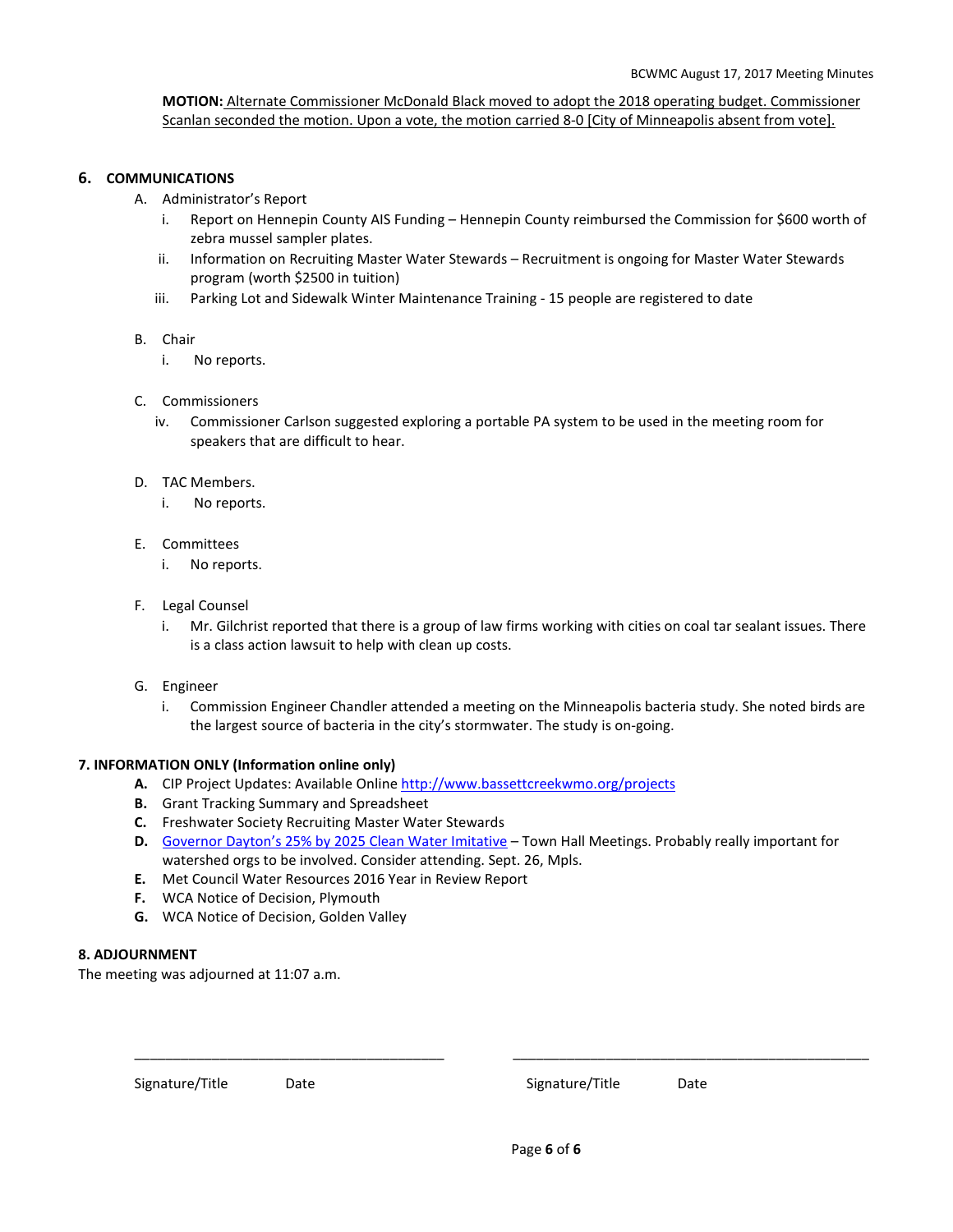**MOTION:** Alternate Commissioner McDonald Black moved to adopt the 2018 operating budget. Commissioner Scanlan seconded the motion. Upon a vote, the motion carried 8-0 [City of Minneapolis absent from vote].

## 6. COMMUNICATIONS

A. Administrator's Report

- i. Report on Hennepin County AIS Funding – Hennepin County reimbursed the Commission for $600 worth of zebra mussel sampler plates.
- ii. Information on Recruiting Master Water Stewards – Recruitment is ongoing for Master Water Stewards program (worth $2500 in tuition)
- iii. Parking Lot and Sidewalk Winter Maintenance Training - 15 people are registered to date

B. Chair

- i. No reports.

C. Commissioners

- iv. Commissioner Carlson suggested exploring a portable PA system to be used in the meeting room for speakers that are difficult to hear.

D. TAC Members.

- i. No reports.

E. Committees

- i. No reports.

F. Legal Counsel

- i. Mr. Gilchrist reported that there is a group of law firms working with cities on coal tar sealant issues. There is a class action lawsuit to help with clean up costs.

G. Engineer

- i. Commission Engineer Chandler attended a meeting on the Minneapolis bacteria study. She noted birds are the largest source of bacteria in the city's stormwater. The study is on-going.

## 7. INFORMATION ONLY (Information online only)

- **A.** CIP Project Updates: Available Online http://www.bassettcreekwmo.org/projects
- **B.** Grant Tracking Summary and Spreadsheet
- **C.** Freshwater Society Recruiting Master Water Stewards
- **D.** Governor Dayton's 25% by 2025 Clean Water Imitative – Town Hall Meetings. Probably really important for watershed orgs to be involved. Consider attending. Sept. 26, Mpls.
- **E.** Met Council Water Resources 2016 Year in Review Report
- **F.** WCA Notice of Decision, Plymouth
- **G.** WCA Notice of Decision, Golden Valley

## 8. ADJOURNMENT

The meeting was adjourned at 11:07 a.m.

\_\_\_\_\_\_\_\_\_\_\_\_\_\_\_\_\_\_\_\_\_\_\_\_\_\_\_\_\_\_\_\_\_\_\_\_\_\_\_\_\_\_ \_\_\_\_\_\_\_\_\_\_\_\_\_\_\_\_\_\_\_\_\_\_\_\_\_\_\_\_\_\_\_\_\_\_\_\_\_\_\_\_\_\_

Signature/Title Date Signature/Title Date